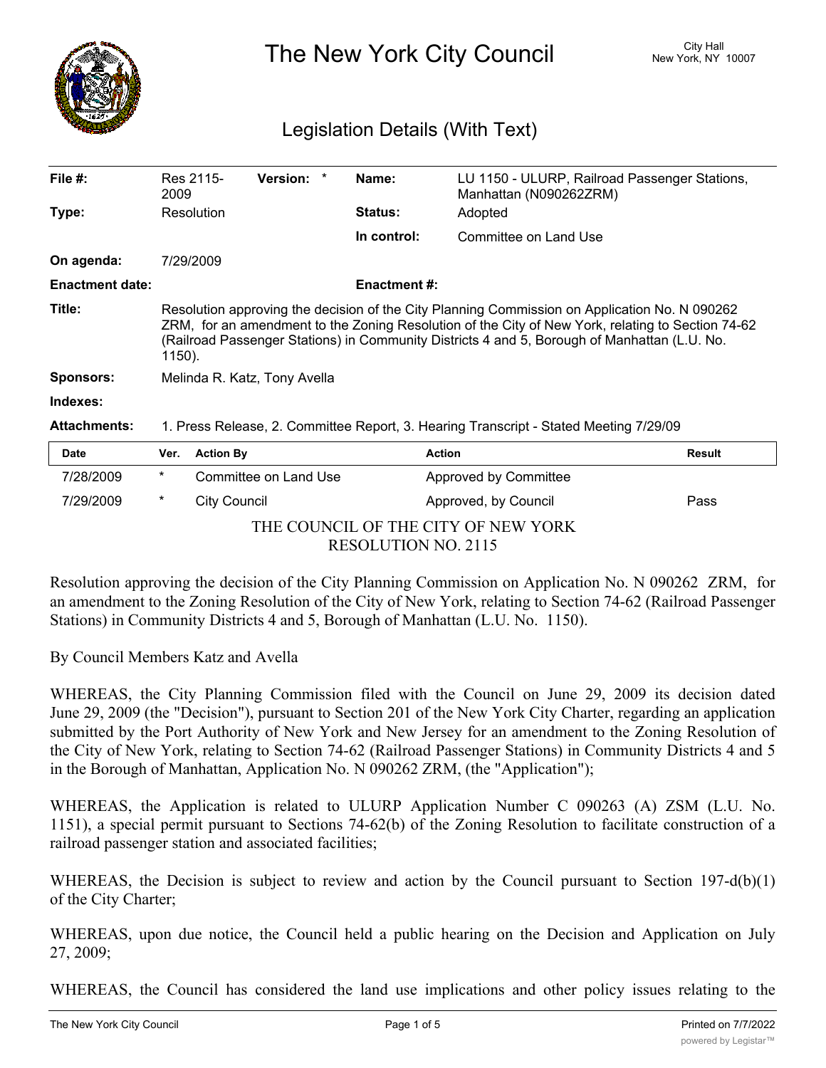# The New York City Council

City Hall
New York, NY 10007

## Legislation Details (With Text)

| | | | | | |
|---|---|---|---|---|---|
| **File #:** | Res 2115-2009 | **Version:** | * | **Name:** | LU 1150 - ULURP, Railroad Passenger Stations, Manhattan (N090262ZRM) |
| **Type:** | Resolution | | | **Status:** | Adopted |
| | | | | **In control:** | Committee on Land Use |
| **On agenda:** | 7/29/2009 | | | | |
| **Enactment date:** | | | | **Enactment #:** | |

**Title:** Resolution approving the decision of the City Planning Commission on Application No. N 090262 ZRM, for an amendment to the Zoning Resolution of the City of New York, relating to Section 74-62 (Railroad Passenger Stations) in Community Districts 4 and 5, Borough of Manhattan (L.U. No. 1150).

**Sponsors:** Melinda R. Katz, Tony Avella

**Indexes:**

**Attachments:** 1. Press Release, 2. Committee Report, 3. Hearing Transcript - Stated Meeting 7/29/09

| Date | Ver. | Action By | Action | Result |
|---|---|---|---|---|
| 7/28/2009 | * | Committee on Land Use | Approved by Committee | |
| 7/29/2009 | * | City Council | Approved, by Council | Pass |

THE COUNCIL OF THE CITY OF NEW YORK
RESOLUTION NO. 2115

Resolution approving the decision of the City Planning Commission on Application No. N 090262 ZRM, for an amendment to the Zoning Resolution of the City of New York, relating to Section 74-62 (Railroad Passenger Stations) in Community Districts 4 and 5, Borough of Manhattan (L.U. No. 1150).

By Council Members Katz and Avella

WHEREAS, the City Planning Commission filed with the Council on June 29, 2009 its decision dated June 29, 2009 (the "Decision"), pursuant to Section 201 of the New York City Charter, regarding an application submitted by the Port Authority of New York and New Jersey for an amendment to the Zoning Resolution of the City of New York, relating to Section 74-62 (Railroad Passenger Stations) in Community Districts 4 and 5 in the Borough of Manhattan, Application No. N 090262 ZRM, (the "Application");

WHEREAS, the Application is related to ULURP Application Number C 090263 (A) ZSM (L.U. No. 1151), a special permit pursuant to Sections 74-62(b) of the Zoning Resolution to facilitate construction of a railroad passenger station and associated facilities;

WHEREAS, the Decision is subject to review and action by the Council pursuant to Section 197-d(b)(1) of the City Charter;

WHEREAS, upon due notice, the Council held a public hearing on the Decision and Application on July 27, 2009;

WHEREAS, the Council has considered the land use implications and other policy issues relating to the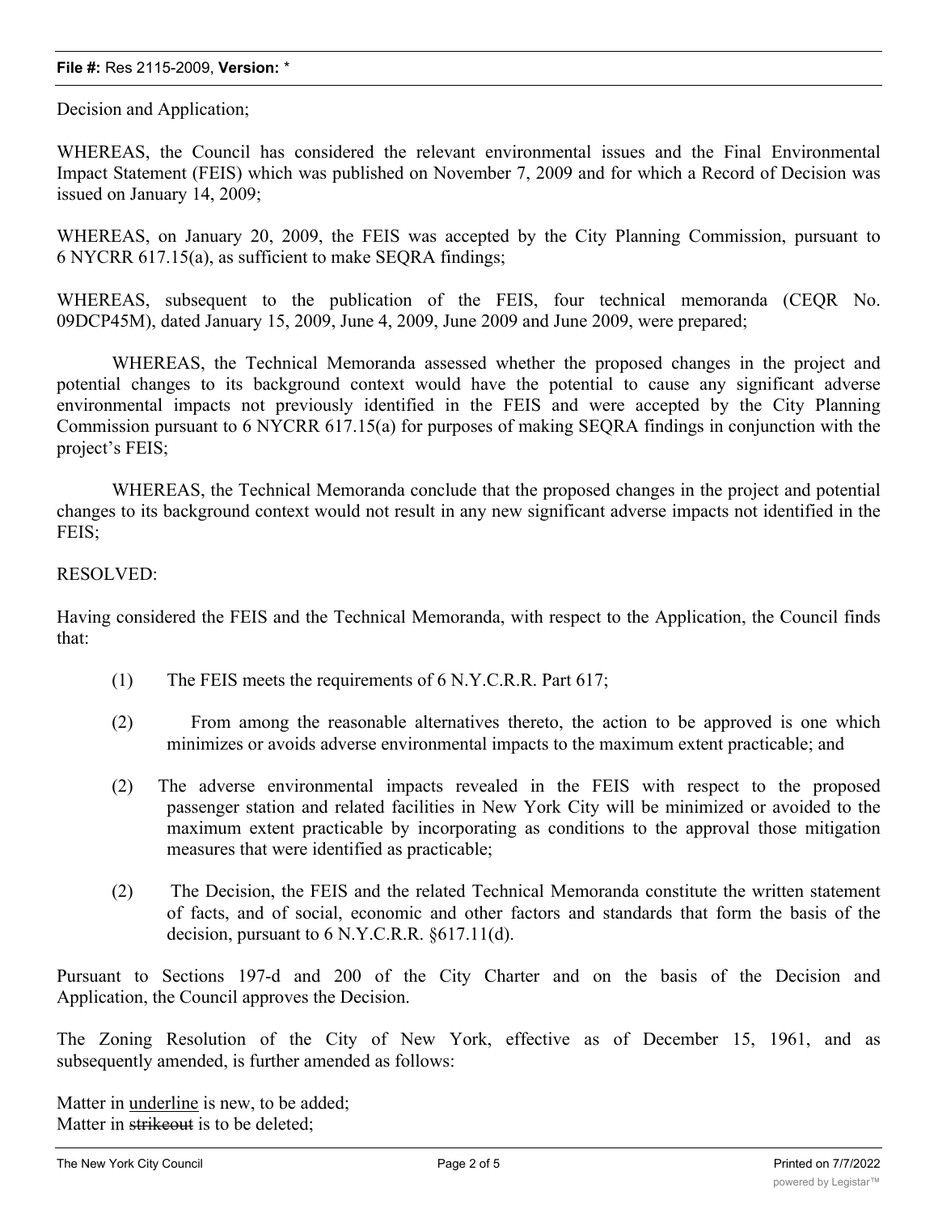Decision and Application;

WHEREAS, the Council has considered the relevant environmental issues and the Final Environmental Impact Statement (FEIS) which was published on November 7, 2009 and for which a Record of Decision was issued on January 14, 2009;

WHEREAS, on January 20, 2009, the FEIS was accepted by the City Planning Commission, pursuant to 6 NYCRR 617.15(a), as sufficient to make SEQRA findings;

WHEREAS, subsequent to the publication of the FEIS, four technical memoranda (CEQR No. 09DCP45M), dated January 15, 2009, June 4, 2009, June 2009 and June 2009, were prepared;

WHEREAS, the Technical Memoranda assessed whether the proposed changes in the project and potential changes to its background context would have the potential to cause any significant adverse environmental impacts not previously identified in the FEIS and were accepted by the City Planning Commission pursuant to 6 NYCRR 617.15(a) for purposes of making SEQRA findings in conjunction with the project's FEIS;

WHEREAS, the Technical Memoranda conclude that the proposed changes in the project and potential changes to its background context would not result in any new significant adverse impacts not identified in the FEIS;

RESOLVED:

Having considered the FEIS and the Technical Memoranda, with respect to the Application, the Council finds that:

(1) The FEIS meets the requirements of 6 N.Y.C.R.R. Part 617;

(2) From among the reasonable alternatives thereto, the action to be approved is one which minimizes or avoids adverse environmental impacts to the maximum extent practicable; and

(2) The adverse environmental impacts revealed in the FEIS with respect to the proposed passenger station and related facilities in New York City will be minimized or avoided to the maximum extent practicable by incorporating as conditions to the approval those mitigation measures that were identified as practicable;

(2) The Decision, the FEIS and the related Technical Memoranda constitute the written statement of facts, and of social, economic and other factors and standards that form the basis of the decision, pursuant to 6 N.Y.C.R.R. §617.11(d).

Pursuant to Sections 197-d and 200 of the City Charter and on the basis of the Decision and Application, the Council approves the Decision.

The Zoning Resolution of the City of New York, effective as of December 15, 1961, and as subsequently amended, is further amended as follows:

Matter in <u>underline</u> is new, to be added;
Matter in ~~strikeout~~ is to be deleted;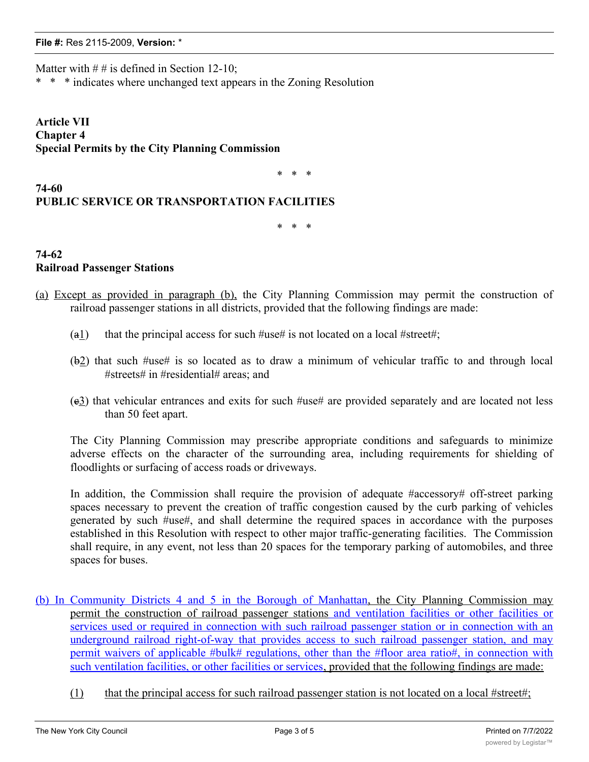Matter with # # is defined in Section 12-10;

\*  \*  \* indicates where unchanged text appears in the Zoning Resolution

**Article VII**
**Chapter 4**
**Special Permits by the City Planning Commission**

\*  \*  \*

**74-60**
**PUBLIC SERVICE OR TRANSPORTATION FACILITIES**

\*  \*  \*

**74-62**
**Railroad Passenger Stations**

(a) Except as provided in paragraph (b), the City Planning Commission may permit the construction of railroad passenger stations in all districts, provided that the following findings are made:

(~~a~~1) that the principal access for such #use# is not located on a local #street#;

(~~b~~2) that such #use# is so located as to draw a minimum of vehicular traffic to and through local #streets# in #residential# areas; and

(~~c~~3) that vehicular entrances and exits for such #use# are provided separately and are located not less than 50 feet apart.

The City Planning Commission may prescribe appropriate conditions and safeguards to minimize adverse effects on the character of the surrounding area, including requirements for shielding of floodlights or surfacing of access roads or driveways.

In addition, the Commission shall require the provision of adequate #accessory# off-street parking spaces necessary to prevent the creation of traffic congestion caused by the curb parking of vehicles generated by such #use#, and shall determine the required spaces in accordance with the purposes established in this Resolution with respect to other major traffic-generating facilities. The Commission shall require, in any event, not less than 20 spaces for the temporary parking of automobiles, and three spaces for buses.

(b) In Community Districts 4 and 5 in the Borough of Manhattan, the City Planning Commission may permit the construction of railroad passenger stations and ventilation facilities or other facilities or services used or required in connection with such railroad passenger station or in connection with an underground railroad right-of-way that provides access to such railroad passenger station, and may permit waivers of applicable #bulk# regulations, other than the #floor area ratio#, in connection with such ventilation facilities, or other facilities or services, provided that the following findings are made:

(1) that the principal access for such railroad passenger station is not located on a local #street#;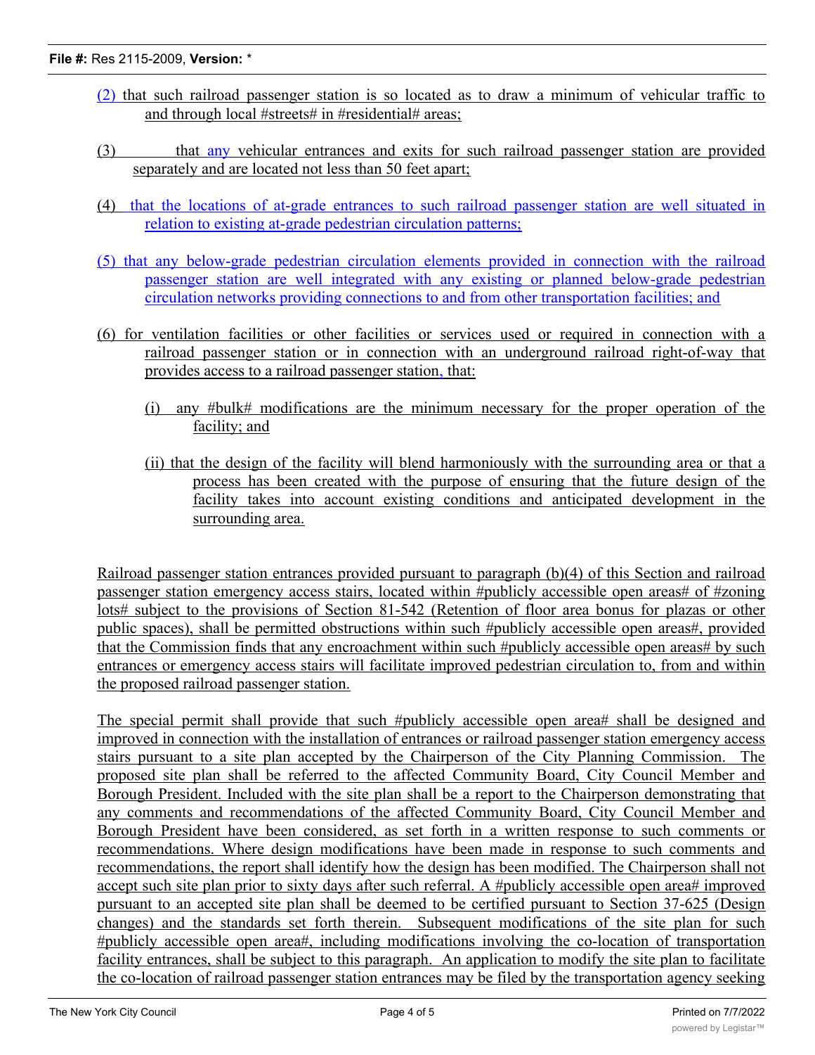(2) that such railroad passenger station is so located as to draw a minimum of vehicular traffic to and through local #streets# in #residential# areas;

(3) that any vehicular entrances and exits for such railroad passenger station are provided separately and are located not less than 50 feet apart;

(4) that the locations of at-grade entrances to such railroad passenger station are well situated in relation to existing at-grade pedestrian circulation patterns;

(5) that any below-grade pedestrian circulation elements provided in connection with the railroad passenger station are well integrated with any existing or planned below-grade pedestrian circulation networks providing connections to and from other transportation facilities; and

(6) for ventilation facilities or other facilities or services used or required in connection with a railroad passenger station or in connection with an underground railroad right-of-way that provides access to a railroad passenger station, that:

(i) any #bulk# modifications are the minimum necessary for the proper operation of the facility; and

(ii) that the design of the facility will blend harmoniously with the surrounding area or that a process has been created with the purpose of ensuring that the future design of the facility takes into account existing conditions and anticipated development in the surrounding area.

Railroad passenger station entrances provided pursuant to paragraph (b)(4) of this Section and railroad passenger station emergency access stairs, located within #publicly accessible open areas# of #zoning lots# subject to the provisions of Section 81-542 (Retention of floor area bonus for plazas or other public spaces), shall be permitted obstructions within such #publicly accessible open areas#, provided that the Commission finds that any encroachment within such #publicly accessible open areas# by such entrances or emergency access stairs will facilitate improved pedestrian circulation to, from and within the proposed railroad passenger station.

The special permit shall provide that such #publicly accessible open area# shall be designed and improved in connection with the installation of entrances or railroad passenger station emergency access stairs pursuant to a site plan accepted by the Chairperson of the City Planning Commission. The proposed site plan shall be referred to the affected Community Board, City Council Member and Borough President. Included with the site plan shall be a report to the Chairperson demonstrating that any comments and recommendations of the affected Community Board, City Council Member and Borough President have been considered, as set forth in a written response to such comments or recommendations. Where design modifications have been made in response to such comments and recommendations, the report shall identify how the design has been modified. The Chairperson shall not accept such site plan prior to sixty days after such referral. A #publicly accessible open area# improved pursuant to an accepted site plan shall be deemed to be certified pursuant to Section 37-625 (Design changes) and the standards set forth therein. Subsequent modifications of the site plan for such #publicly accessible open area#, including modifications involving the co-location of transportation facility entrances, shall be subject to this paragraph. An application to modify the site plan to facilitate the co-location of railroad passenger station entrances may be filed by the transportation agency seeking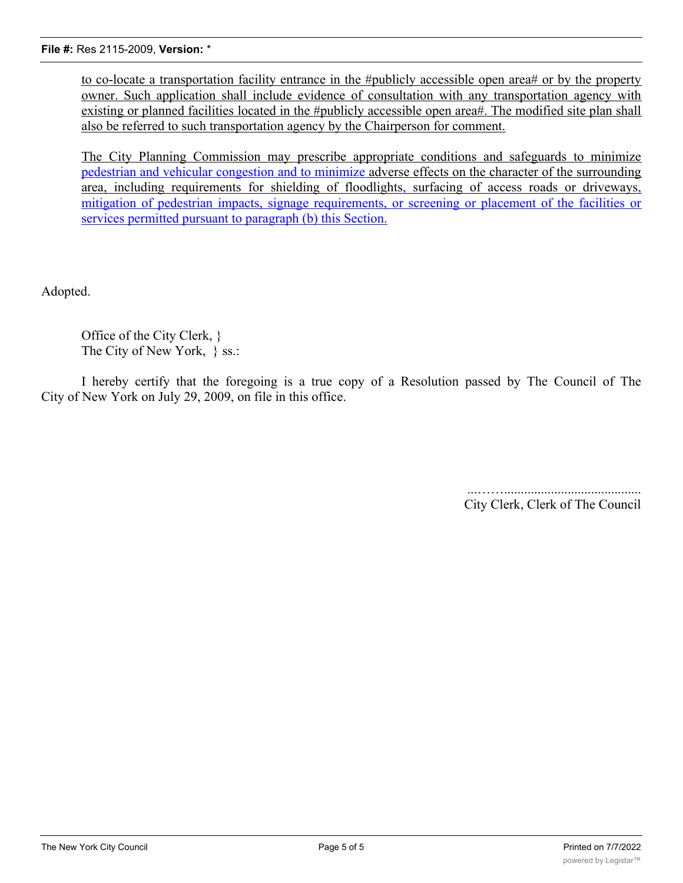to co-locate a transportation facility entrance in the #publicly accessible open area# or by the property owner. Such application shall include evidence of consultation with any transportation agency with existing or planned facilities located in the #publicly accessible open area#. The modified site plan shall also be referred to such transportation agency by the Chairperson for comment.

The City Planning Commission may prescribe appropriate conditions and safeguards to minimize pedestrian and vehicular congestion and to minimize adverse effects on the character of the surrounding area, including requirements for shielding of floodlights, surfacing of access roads or driveways, mitigation of pedestrian impacts, signage requirements, or screening or placement of the facilities or services permitted pursuant to paragraph (b) this Section.

Adopted.

Office of the City Clerk, }
The City of New York, } ss.:

I hereby certify that the foregoing is a true copy of a Resolution passed by The Council of The City of New York on July 29, 2009, on file in this office.

..……..........................................
City Clerk, Clerk of The Council